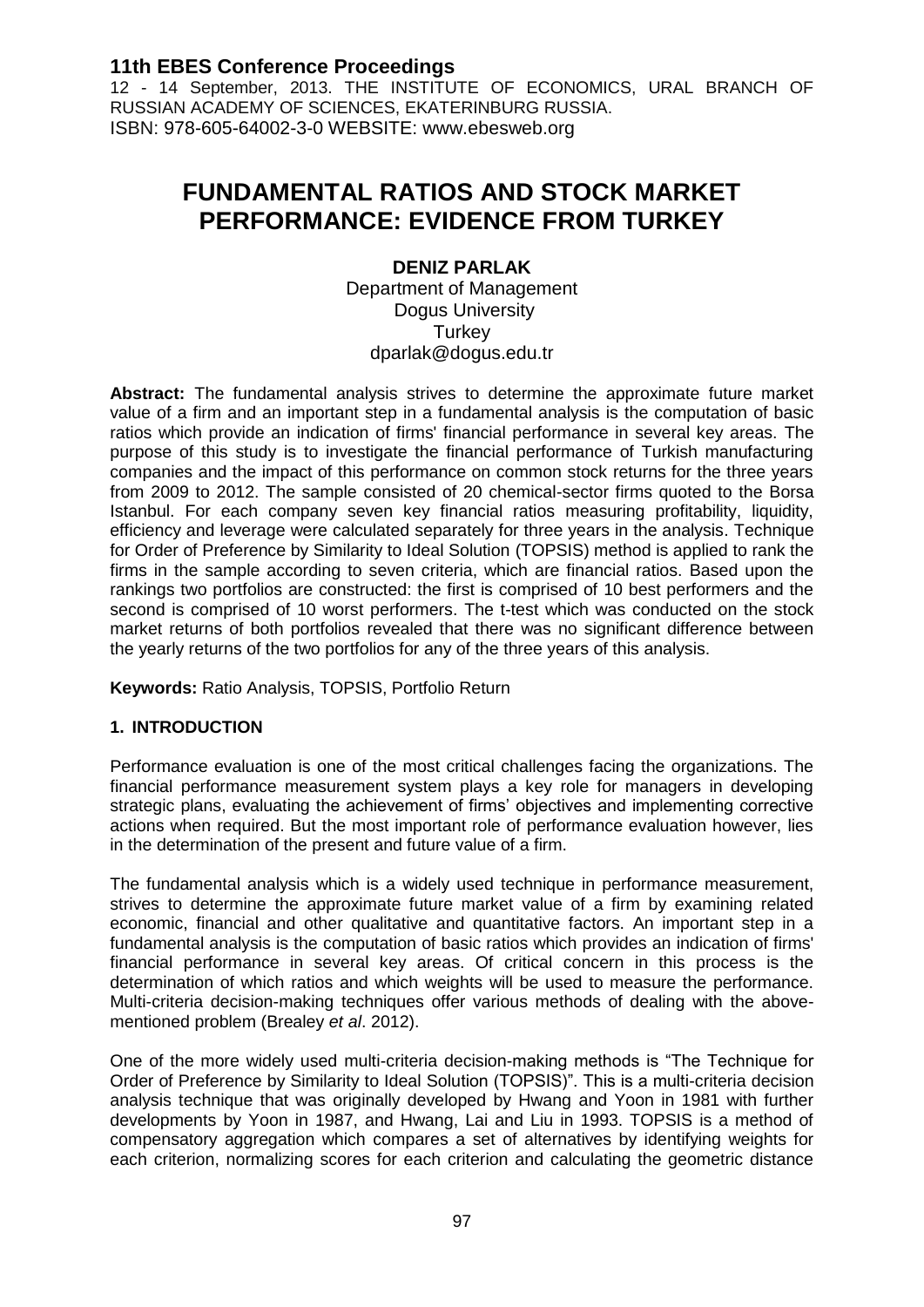**11th EBES Conference Proceedings**

12 - 14 September, 2013. THE INSTITUTE OF ECONOMICS, URAL BRANCH OF RUSSIAN ACADEMY OF SCIENCES, EKATERINBURG RUSSIA.
ISBN: 978-605-64002-3-0 WEBSITE: www.ebesweb.org

# FUNDAMENTAL RATIOS AND STOCK MARKET PERFORMANCE: EVIDENCE FROM TURKEY

**DENIZ PARLAK**
Department of Management
Dogus University
Turkey
dparlak@dogus.edu.tr

**Abstract:** The fundamental analysis strives to determine the approximate future market value of a firm and an important step in a fundamental analysis is the computation of basic ratios which provide an indication of firms' financial performance in several key areas. The purpose of this study is to investigate the financial performance of Turkish manufacturing companies and the impact of this performance on common stock returns for the three years from 2009 to 2012. The sample consisted of 20 chemical-sector firms quoted to the Borsa Istanbul. For each company seven key financial ratios measuring profitability, liquidity, efficiency and leverage were calculated separately for three years in the analysis. Technique for Order of Preference by Similarity to Ideal Solution (TOPSIS) method is applied to rank the firms in the sample according to seven criteria, which are financial ratios. Based upon the rankings two portfolios are constructed: the first is comprised of 10 best performers and the second is comprised of 10 worst performers. The t-test which was conducted on the stock market returns of both portfolios revealed that there was no significant difference between the yearly returns of the two portfolios for any of the three years of this analysis.

**Keywords:** Ratio Analysis, TOPSIS, Portfolio Return

## 1. INTRODUCTION

Performance evaluation is one of the most critical challenges facing the organizations. The financial performance measurement system plays a key role for managers in developing strategic plans, evaluating the achievement of firms' objectives and implementing corrective actions when required. But the most important role of performance evaluation however, lies in the determination of the present and future value of a firm.

The fundamental analysis which is a widely used technique in performance measurement, strives to determine the approximate future market value of a firm by examining related economic, financial and other qualitative and quantitative factors. An important step in a fundamental analysis is the computation of basic ratios which provides an indication of firms' financial performance in several key areas. Of critical concern in this process is the determination of which ratios and which weights will be used to measure the performance. Multi-criteria decision-making techniques offer various methods of dealing with the above-mentioned problem (Brealey *et al*. 2012).

One of the more widely used multi-criteria decision-making methods is "The Technique for Order of Preference by Similarity to Ideal Solution (TOPSIS)". This is a multi-criteria decision analysis technique that was originally developed by Hwang and Yoon in 1981 with further developments by Yoon in 1987, and Hwang, Lai and Liu in 1993. TOPSIS is a method of compensatory aggregation which compares a set of alternatives by identifying weights for each criterion, normalizing scores for each criterion and calculating the geometric distance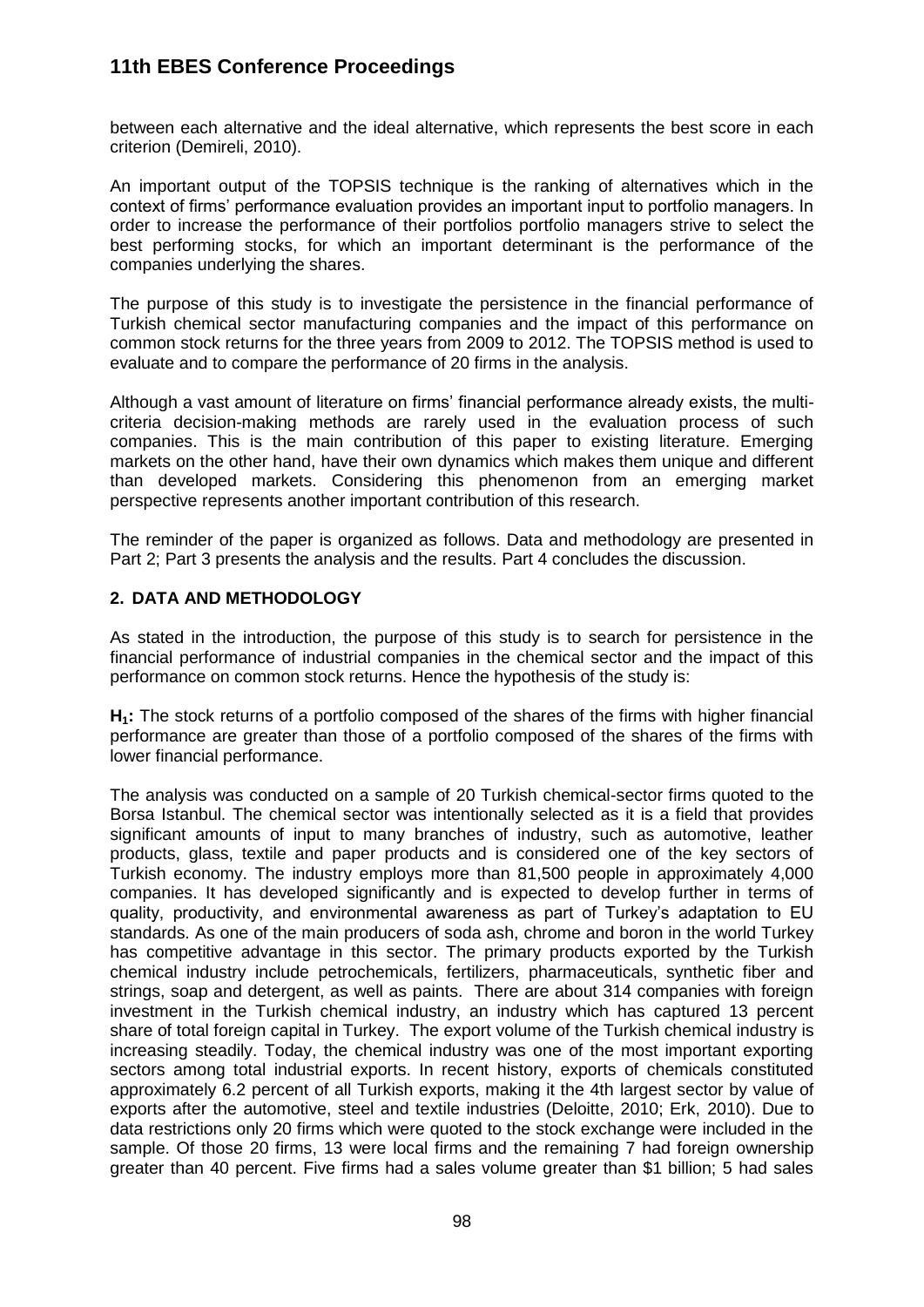between each alternative and the ideal alternative, which represents the best score in each criterion (Demireli, 2010).

An important output of the TOPSIS technique is the ranking of alternatives which in the context of firms' performance evaluation provides an important input to portfolio managers. In order to increase the performance of their portfolios portfolio managers strive to select the best performing stocks, for which an important determinant is the performance of the companies underlying the shares.

The purpose of this study is to investigate the persistence in the financial performance of Turkish chemical sector manufacturing companies and the impact of this performance on common stock returns for the three years from 2009 to 2012. The TOPSIS method is used to evaluate and to compare the performance of 20 firms in the analysis.

Although a vast amount of literature on firms' financial performance already exists, the multi-criteria decision-making methods are rarely used in the evaluation process of such companies. This is the main contribution of this paper to existing literature. Emerging markets on the other hand, have their own dynamics which makes them unique and different than developed markets. Considering this phenomenon from an emerging market perspective represents another important contribution of this research.

The reminder of the paper is organized as follows. Data and methodology are presented in Part 2; Part 3 presents the analysis and the results. Part 4 concludes the discussion.

## 2. DATA AND METHODOLOGY

As stated in the introduction, the purpose of this study is to search for persistence in the financial performance of industrial companies in the chemical sector and the impact of this performance on common stock returns. Hence the hypothesis of the study is:

**$H_1$:** The stock returns of a portfolio composed of the shares of the firms with higher financial performance are greater than those of a portfolio composed of the shares of the firms with lower financial performance.

The analysis was conducted on a sample of 20 Turkish chemical-sector firms quoted to the Borsa Istanbul. The chemical sector was intentionally selected as it is a field that provides significant amounts of input to many branches of industry, such as automotive, leather products, glass, textile and paper products and is considered one of the key sectors of Turkish economy. The industry employs more than 81,500 people in approximately 4,000 companies. It has developed significantly and is expected to develop further in terms of quality, productivity, and environmental awareness as part of Turkey's adaptation to EU standards. As one of the main producers of soda ash, chrome and boron in the world Turkey has competitive advantage in this sector. The primary products exported by the Turkish chemical industry include petrochemicals, fertilizers, pharmaceuticals, synthetic fiber and strings, soap and detergent, as well as paints. There are about 314 companies with foreign investment in the Turkish chemical industry, an industry which has captured 13 percent share of total foreign capital in Turkey. The export volume of the Turkish chemical industry is increasing steadily. Today, the chemical industry was one of the most important exporting sectors among total industrial exports. In recent history, exports of chemicals constituted approximately 6.2 percent of all Turkish exports, making it the 4th largest sector by value of exports after the automotive, steel and textile industries (Deloitte, 2010; Erk, 2010). Due to data restrictions only 20 firms which were quoted to the stock exchange were included in the sample. Of those 20 firms, 13 were local firms and the remaining 7 had foreign ownership greater than 40 percent. Five firms had a sales volume greater than \$1 billion; 5 had sales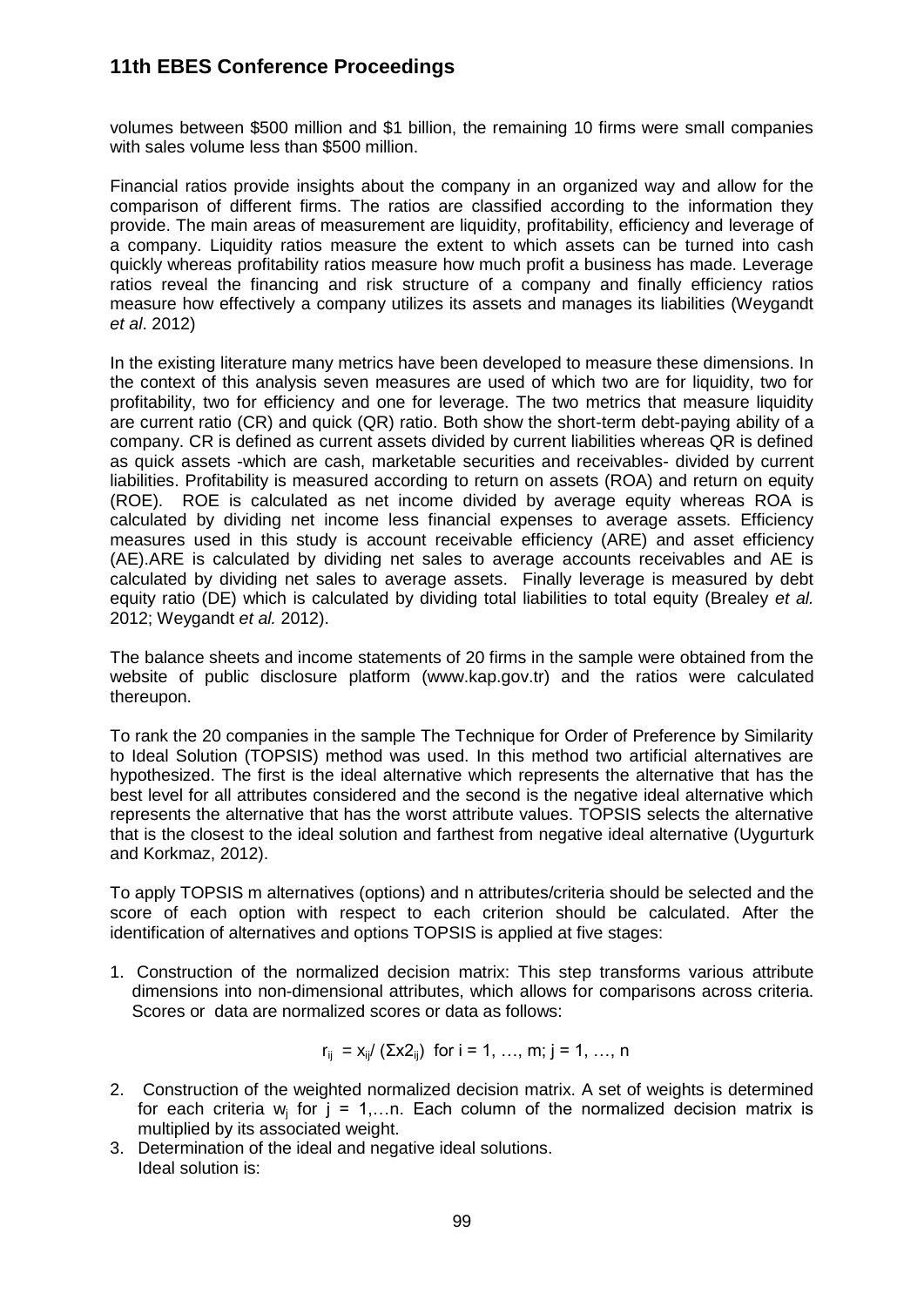volumes between \$500 million and \$1 billion, the remaining 10 firms were small companies with sales volume less than \$500 million.

Financial ratios provide insights about the company in an organized way and allow for the comparison of different firms. The ratios are classified according to the information they provide. The main areas of measurement are liquidity, profitability, efficiency and leverage of a company. Liquidity ratios measure the extent to which assets can be turned into cash quickly whereas profitability ratios measure how much profit a business has made. Leverage ratios reveal the financing and risk structure of a company and finally efficiency ratios measure how effectively a company utilizes its assets and manages its liabilities (Weygandt *et al*. 2012)

In the existing literature many metrics have been developed to measure these dimensions. In the context of this analysis seven measures are used of which two are for liquidity, two for profitability, two for efficiency and one for leverage. The two metrics that measure liquidity are current ratio (CR) and quick (QR) ratio. Both show the short-term debt-paying ability of a company. CR is defined as current assets divided by current liabilities whereas QR is defined as quick assets -which are cash, marketable securities and receivables- divided by current liabilities. Profitability is measured according to return on assets (ROA) and return on equity (ROE). ROE is calculated as net income divided by average equity whereas ROA is calculated by dividing net income less financial expenses to average assets. Efficiency measures used in this study is account receivable efficiency (ARE) and asset efficiency (AE).ARE is calculated by dividing net sales to average accounts receivables and AE is calculated by dividing net sales to average assets. Finally leverage is measured by debt equity ratio (DE) which is calculated by dividing total liabilities to total equity (Brealey *et al.* 2012; Weygandt *et al.* 2012).

The balance sheets and income statements of 20 firms in the sample were obtained from the website of public disclosure platform (www.kap.gov.tr) and the ratios were calculated thereupon.

To rank the 20 companies in the sample The Technique for Order of Preference by Similarity to Ideal Solution (TOPSIS) method was used. In this method two artificial alternatives are hypothesized. The first is the ideal alternative which represents the alternative that has the best level for all attributes considered and the second is the negative ideal alternative which represents the alternative that has the worst attribute values. TOPSIS selects the alternative that is the closest to the ideal solution and farthest from negative ideal alternative (Uygurturk and Korkmaz, 2012).

To apply TOPSIS m alternatives (options) and n attributes/criteria should be selected and the score of each option with respect to each criterion should be calculated. After the identification of alternatives and options TOPSIS is applied at five stages:

1. Construction of the normalized decision matrix: This step transforms various attribute dimensions into non-dimensional attributes, which allows for comparisons across criteria. Scores or data are normalized scores or data as follows:

   $$r_{ij} = x_{ij} / (\Sigma x2_{ij}) \text{ for } i = 1, \ldots, m; j = 1, \ldots, n$$

2. Construction of the weighted normalized decision matrix. A set of weights is determined for each criteria $w_j$ for $j = 1,\ldots n$. Each column of the normalized decision matrix is multiplied by its associated weight.
3. Determination of the ideal and negative ideal solutions.
   Ideal solution is: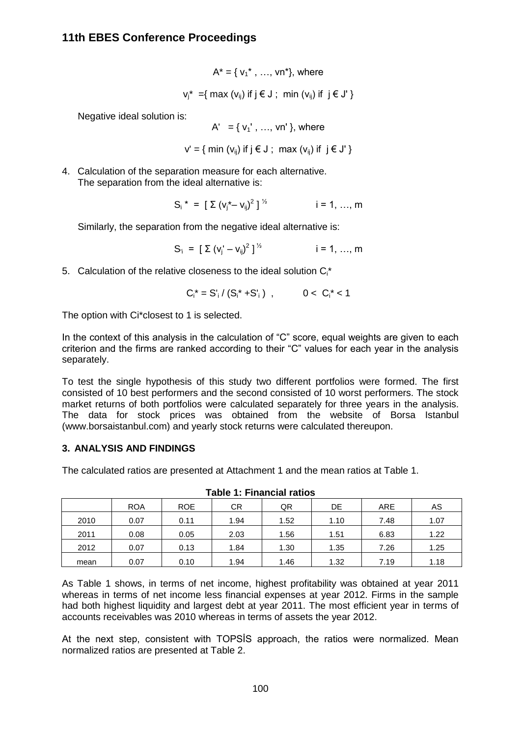$$A^* = \{ v_1^* , \ldots, v_n^* \}, \text{ where}$$

$$v_j^* = \{ \max (v_{ij}) \text{ if } j \in J \; ; \; \min (v_{ij}) \text{ if } j \in J' \}$$

Negative ideal solution is:

$$A' = \{ v_1' , \ldots, v_n' \}, \text{ where}$$

$$v' = \{ \min (v_{ij}) \text{ if } j \in J \; ; \; \max (v_{ij}) \text{ if } j \in J' \}$$

4. Calculation of the separation measure for each alternative.
   The separation from the ideal alternative is:

$$S_i^* = [ \Sigma (v_j^* - v_{ij})^2 ]^{1/2} \qquad i = 1, \ldots, m$$

   Similarly, the separation from the negative ideal alternative is:

$$S'_i = [ \Sigma (v_j' - v_{ij})^2 ]^{1/2} \qquad i = 1, \ldots, m$$

5. Calculation of the relative closeness to the ideal solution $C_i^*$

$$C_i^* = S'_i / (S_i^* + S'_i) \; , \qquad 0 < C_i^* < 1$$

The option with Ci*closest to 1 is selected.

In the context of this analysis in the calculation of "C" score, equal weights are given to each criterion and the firms are ranked according to their "C" values for each year in the analysis separately.

To test the single hypothesis of this study two different portfolios were formed. The first consisted of 10 best performers and the second consisted of 10 worst performers. The stock market returns of both portfolios were calculated separately for three years in the analysis. The data for stock prices was obtained from the website of Borsa Istanbul (www.borsaistanbul.com) and yearly stock returns were calculated thereupon.

## 3. ANALYSIS AND FINDINGS

The calculated ratios are presented at Attachment 1 and the mean ratios at Table 1.

**Table 1: Financial ratios**

| | ROA | ROE | CR | QR | DE | ARE | AS |
|---|---|---|---|---|---|---|---|
| 2010 | 0.07 | 0.11 | 1.94 | 1.52 | 1.10 | 7.48 | 1.07 |
| 2011 | 0.08 | 0.05 | 2.03 | 1.56 | 1.51 | 6.83 | 1.22 |
| 2012 | 0.07 | 0.13 | 1.84 | 1.30 | 1.35 | 7.26 | 1.25 |
| mean | 0.07 | 0.10 | 1.94 | 1.46 | 1.32 | 7.19 | 1.18 |

As Table 1 shows, in terms of net income, highest profitability was obtained at year 2011 whereas in terms of net income less financial expenses at year 2012. Firms in the sample had both highest liquidity and largest debt at year 2011. The most efficient year in terms of accounts receivables was 2010 whereas in terms of assets the year 2012.

At the next step, consistent with TOPSİS approach, the ratios were normalized. Mean normalized ratios are presented at Table 2.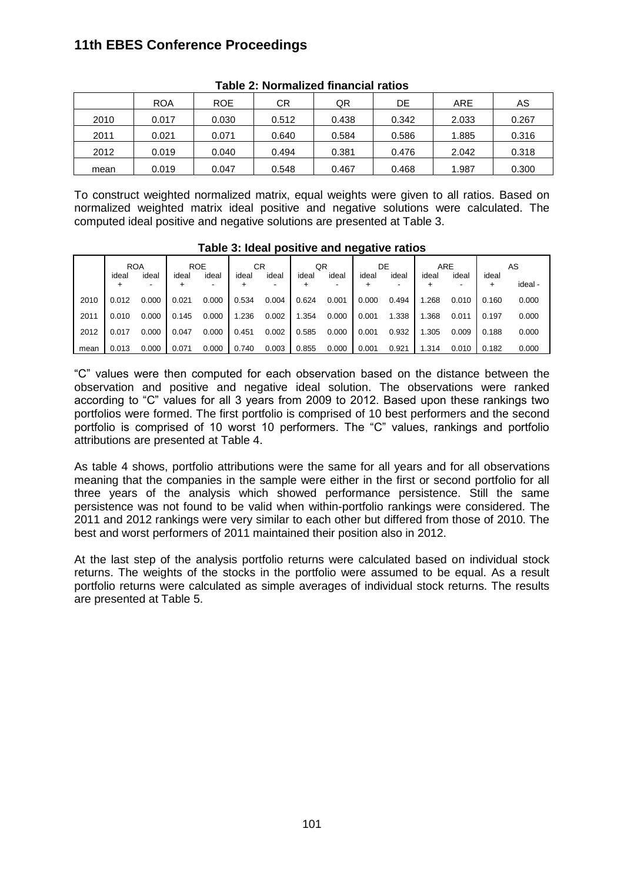**Table 2: Normalized financial ratios**

| | ROA | ROE | CR | QR | DE | ARE | AS |
|---|---|---|---|---|---|---|---|
| 2010 | 0.017 | 0.030 | 0.512 | 0.438 | 0.342 | 2.033 | 0.267 |
| 2011 | 0.021 | 0.071 | 0.640 | 0.584 | 0.586 | 1.885 | 0.316 |
| 2012 | 0.019 | 0.040 | 0.494 | 0.381 | 0.476 | 2.042 | 0.318 |
| mean | 0.019 | 0.047 | 0.548 | 0.467 | 0.468 | 1.987 | 0.300 |

To construct weighted normalized matrix, equal weights were given to all ratios. Based on normalized weighted matrix ideal positive and negative solutions were calculated. The computed ideal positive and negative solutions are presented at Table 3.

**Table 3: Ideal positive and negative ratios**

| | ROA | | ROE | | CR | | QR | | DE | | ARE | | AS | |
|---|---|---|---|---|---|---|---|---|---|---|---|---|---|---|
| | ideal + | ideal - | ideal + | ideal - | ideal + | ideal - | ideal + | ideal - | ideal + | ideal - | ideal + | ideal - | ideal + | ideal - |
| 2010 | 0.012 | 0.000 | 0.021 | 0.000 | 0.534 | 0.004 | 0.624 | 0.001 | 0.000 | 0.494 | 1.268 | 0.010 | 0.160 | 0.000 |
| 2011 | 0.010 | 0.000 | 0.145 | 0.000 | 1.236 | 0.002 | 1.354 | 0.000 | 0.001 | 1.338 | 1.368 | 0.011 | 0.197 | 0.000 |
| 2012 | 0.017 | 0.000 | 0.047 | 0.000 | 0.451 | 0.002 | 0.585 | 0.000 | 0.001 | 0.932 | 1.305 | 0.009 | 0.188 | 0.000 |
| mean | 0.013 | 0.000 | 0.071 | 0.000 | 0.740 | 0.003 | 0.855 | 0.000 | 0.001 | 0.921 | 1.314 | 0.010 | 0.182 | 0.000 |

"C" values were then computed for each observation based on the distance between the observation and positive and negative ideal solution. The observations were ranked according to "C" values for all 3 years from 2009 to 2012. Based upon these rankings two portfolios were formed. The first portfolio is comprised of 10 best performers and the second portfolio is comprised of 10 worst 10 performers. The "C" values, rankings and portfolio attributions are presented at Table 4.

As table 4 shows, portfolio attributions were the same for all years and for all observations meaning that the companies in the sample were either in the first or second portfolio for all three years of the analysis which showed performance persistence. Still the same persistence was not found to be valid when within-portfolio rankings were considered. The 2011 and 2012 rankings were very similar to each other but differed from those of 2010. The best and worst performers of 2011 maintained their position also in 2012.

At the last step of the analysis portfolio returns were calculated based on individual stock returns. The weights of the stocks in the portfolio were assumed to be equal. As a result portfolio returns were calculated as simple averages of individual stock returns. The results are presented at Table 5.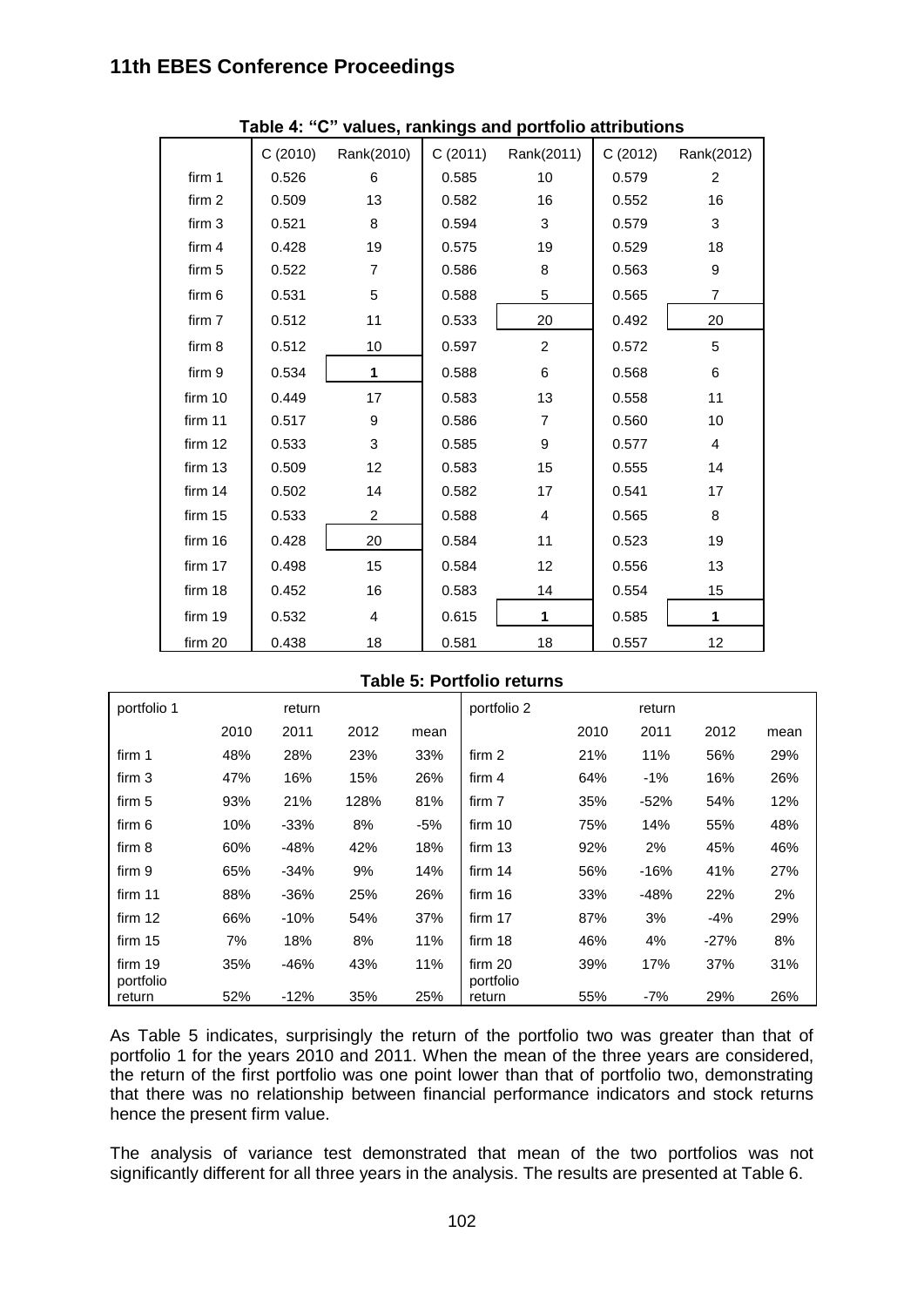**Table 4: "C" values, rankings and portfolio attributions**

| | C (2010) | Rank(2010) | C (2011) | Rank(2011) | C (2012) | Rank(2012) |
|---|---|---|---|---|---|---|
| firm 1 | 0.526 | 6 | 0.585 | 10 | 0.579 | 2 |
| firm 2 | 0.509 | 13 | 0.582 | 16 | 0.552 | 16 |
| firm 3 | 0.521 | 8 | 0.594 | 3 | 0.579 | 3 |
| firm 4 | 0.428 | 19 | 0.575 | 19 | 0.529 | 18 |
| firm 5 | 0.522 | 7 | 0.586 | 8 | 0.563 | 9 |
| firm 6 | 0.531 | 5 | 0.588 | 5 | 0.565 | 7 |
| firm 7 | 0.512 | 11 | 0.533 | 20 | 0.492 | 20 |
| firm 8 | 0.512 | 10 | 0.597 | 2 | 0.572 | 5 |
| firm 9 | 0.534 | **1** | 0.588 | 6 | 0.568 | 6 |
| firm 10 | 0.449 | 17 | 0.583 | 13 | 0.558 | 11 |
| firm 11 | 0.517 | 9 | 0.586 | 7 | 0.560 | 10 |
| firm 12 | 0.533 | 3 | 0.585 | 9 | 0.577 | 4 |
| firm 13 | 0.509 | 12 | 0.583 | 15 | 0.555 | 14 |
| firm 14 | 0.502 | 14 | 0.582 | 17 | 0.541 | 17 |
| firm 15 | 0.533 | 2 | 0.588 | 4 | 0.565 | 8 |
| firm 16 | 0.428 | 20 | 0.584 | 11 | 0.523 | 19 |
| firm 17 | 0.498 | 15 | 0.584 | 12 | 0.556 | 13 |
| firm 18 | 0.452 | 16 | 0.583 | 14 | 0.554 | 15 |
| firm 19 | 0.532 | 4 | 0.615 | **1** | 0.585 | **1** |
| firm 20 | 0.438 | 18 | 0.581 | 18 | 0.557 | 12 |

**Table 5: Portfolio returns**

| portfolio 1 | return | | | | portfolio 2 | return | | | |
|---|---|---|---|---|---|---|---|---|---|
| | 2010 | 2011 | 2012 | mean | | 2010 | 2011 | 2012 | mean |
| firm 1 | 48% | 28% | 23% | 33% | firm 2 | 21% | 11% | 56% | 29% |
| firm 3 | 47% | 16% | 15% | 26% | firm 4 | 64% | -1% | 16% | 26% |
| firm 5 | 93% | 21% | 128% | 81% | firm 7 | 35% | -52% | 54% | 12% |
| firm 6 | 10% | -33% | 8% | -5% | firm 10 | 75% | 14% | 55% | 48% |
| firm 8 | 60% | -48% | 42% | 18% | firm 13 | 92% | 2% | 45% | 46% |
| firm 9 | 65% | -34% | 9% | 14% | firm 14 | 56% | -16% | 41% | 27% |
| firm 11 | 88% | -36% | 25% | 26% | firm 16 | 33% | -48% | 22% | 2% |
| firm 12 | 66% | -10% | 54% | 37% | firm 17 | 87% | 3% | -4% | 29% |
| firm 15 | 7% | 18% | 8% | 11% | firm 18 | 46% | 4% | -27% | 8% |
| firm 19 | 35% | -46% | 43% | 11% | firm 20 | 39% | 17% | 37% | 31% |
| portfolio return | 52% | -12% | 35% | 25% | portfolio return | 55% | -7% | 29% | 26% |

As Table 5 indicates, surprisingly the return of the portfolio two was greater than that of portfolio 1 for the years 2010 and 2011. When the mean of the three years are considered, the return of the first portfolio was one point lower than that of portfolio two, demonstrating that there was no relationship between financial performance indicators and stock returns hence the present firm value.

The analysis of variance test demonstrated that mean of the two portfolios was not significantly different for all three years in the analysis. The results are presented at Table 6.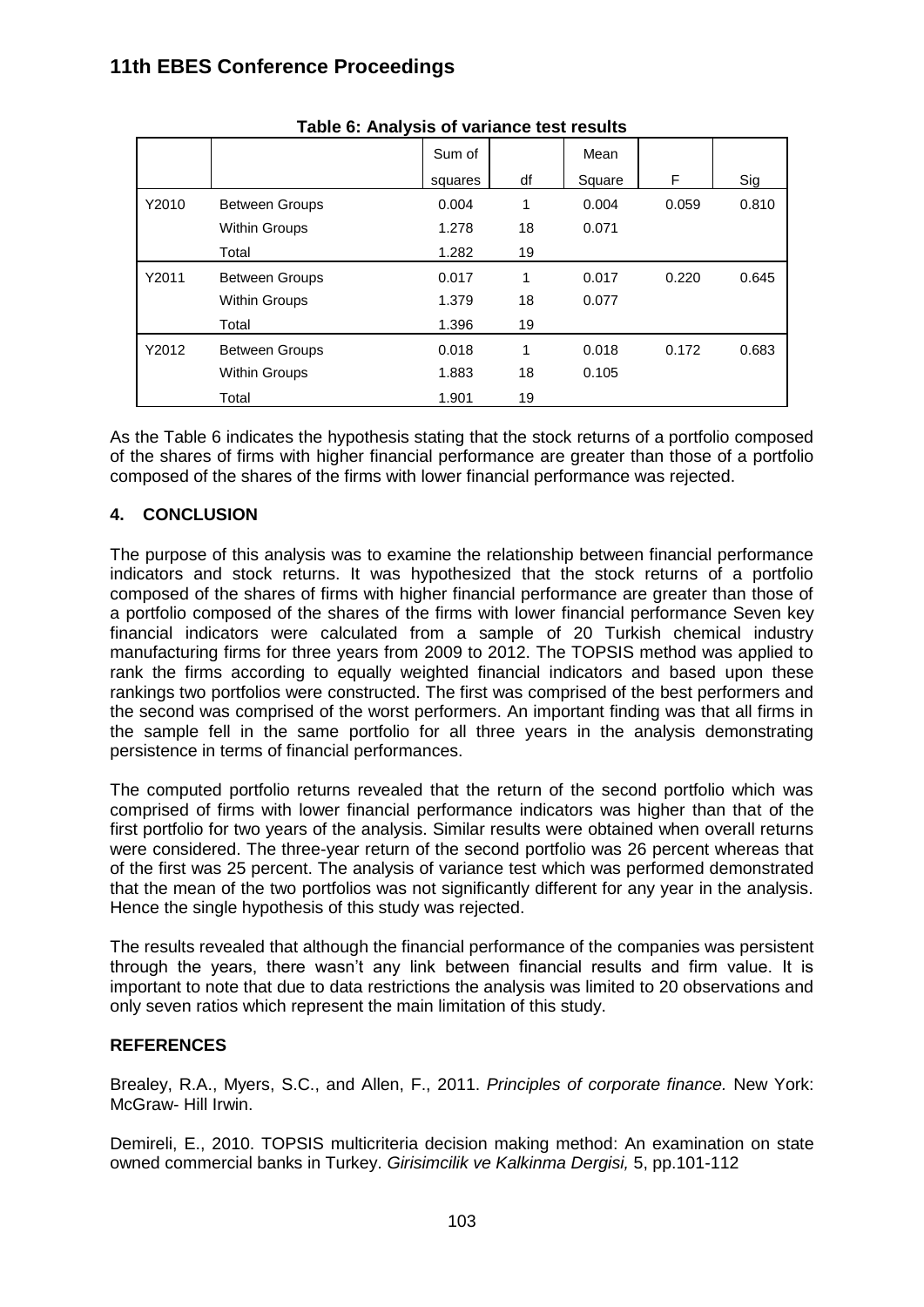**Table 6: Analysis of variance test results**

| | | Sum of squares | df | Mean Square | F | Sig |
|---|---|---|---|---|---|---|
| Y2010 | Between Groups | 0.004 | 1 | 0.004 | 0.059 | 0.810 |
| | Within Groups | 1.278 | 18 | 0.071 | | |
| | Total | 1.282 | 19 | | | |
| Y2011 | Between Groups | 0.017 | 1 | 0.017 | 0.220 | 0.645 |
| | Within Groups | 1.379 | 18 | 0.077 | | |
| | Total | 1.396 | 19 | | | |
| Y2012 | Between Groups | 0.018 | 1 | 0.018 | 0.172 | 0.683 |
| | Within Groups | 1.883 | 18 | 0.105 | | |
| | Total | 1.901 | 19 | | | |

As the Table 6 indicates the hypothesis stating that the stock returns of a portfolio composed of the shares of firms with higher financial performance are greater than those of a portfolio composed of the shares of the firms with lower financial performance was rejected.

## 4. CONCLUSION

The purpose of this analysis was to examine the relationship between financial performance indicators and stock returns. It was hypothesized that the stock returns of a portfolio composed of the shares of firms with higher financial performance are greater than those of a portfolio composed of the shares of the firms with lower financial performance Seven key financial indicators were calculated from a sample of 20 Turkish chemical industry manufacturing firms for three years from 2009 to 2012. The TOPSIS method was applied to rank the firms according to equally weighted financial indicators and based upon these rankings two portfolios were constructed. The first was comprised of the best performers and the second was comprised of the worst performers. An important finding was that all firms in the sample fell in the same portfolio for all three years in the analysis demonstrating persistence in terms of financial performances.

The computed portfolio returns revealed that the return of the second portfolio which was comprised of firms with lower financial performance indicators was higher than that of the first portfolio for two years of the analysis. Similar results were obtained when overall returns were considered. The three-year return of the second portfolio was 26 percent whereas that of the first was 25 percent. The analysis of variance test which was performed demonstrated that the mean of the two portfolios was not significantly different for any year in the analysis. Hence the single hypothesis of this study was rejected.

The results revealed that although the financial performance of the companies was persistent through the years, there wasn't any link between financial results and firm value. It is important to note that due to data restrictions the analysis was limited to 20 observations and only seven ratios which represent the main limitation of this study.

## REFERENCES

Brealey, R.A., Myers, S.C., and Allen, F., 2011. *Principles of corporate finance.* New York: McGraw- Hill Irwin.

Demireli, E., 2010. TOPSIS multicriteria decision making method: An examination on state owned commercial banks in Turkey. *Girisimcilik ve Kalkinma Dergisi,* 5, pp.101-112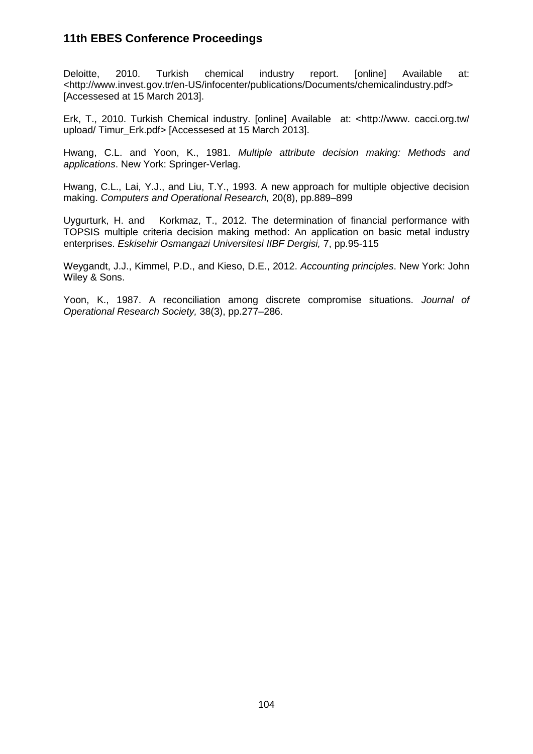Deloitte, 2010. Turkish chemical industry report. [online] Available at: <http://www.invest.gov.tr/en-US/infocenter/publications/Documents/chemicalindustry.pdf> [Accessesed at 15 March 2013].

Erk, T., 2010. Turkish Chemical industry. [online] Available at: <http://www. cacci.org.tw/ upload/ Timur_Erk.pdf> [Accessesed at 15 March 2013].

Hwang, C.L. and Yoon, K., 1981. *Multiple attribute decision making: Methods and applications*. New York: Springer-Verlag.

Hwang, C.L., Lai, Y.J., and Liu, T.Y., 1993. A new approach for multiple objective decision making. *Computers and Operational Research,* 20(8), pp.889–899

Uygurturk, H. and Korkmaz, T., 2012. The determination of financial performance with TOPSIS multiple criteria decision making method: An application on basic metal industry enterprises. *Eskisehir Osmangazi Universitesi IIBF Dergisi,* 7, pp.95-115

Weygandt, J.J., Kimmel, P.D., and Kieso, D.E., 2012. *Accounting principles*. New York: John Wiley & Sons.

Yoon, K., 1987. A reconciliation among discrete compromise situations. *Journal of Operational Research Society,* 38(3), pp.277–286.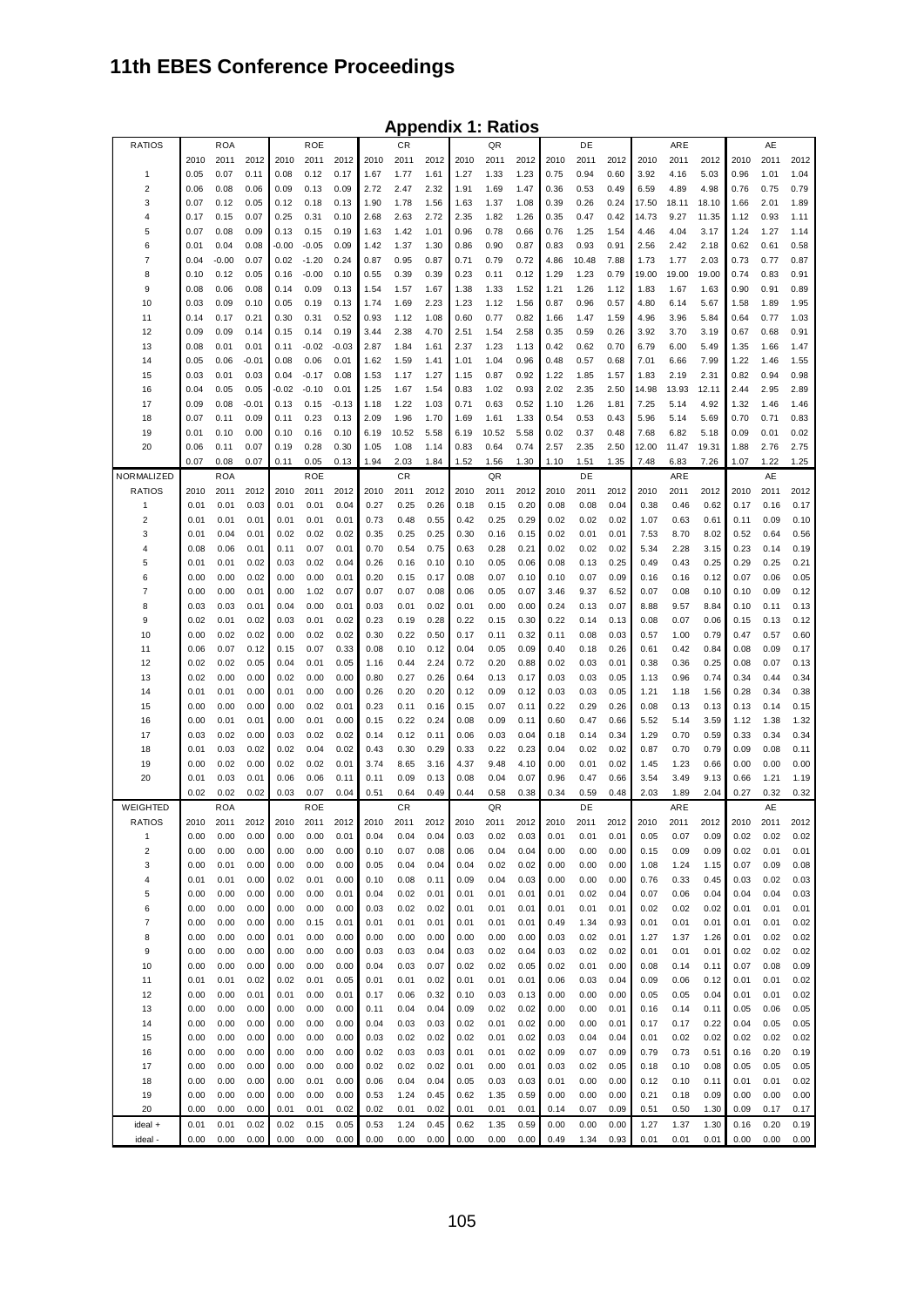## Appendix 1: Ratios

| RATIOS | ROA | | | ROE | | | CR | | | QR | | | DE | | | ARE | | | AE | | |
|---|---|---|---|---|---|---|---|---|---|---|---|---|---|---|---|---|---|---|---|---|---|
| | 2010 | 2011 | 2012 | 2010 | 2011 | 2012 | 2010 | 2011 | 2012 | 2010 | 2011 | 2012 | 2010 | 2011 | 2012 | 2010 | 2011 | 2012 | 2010 | 2011 | 2012 |
| 1 | 0.05 | 0.07 | 0.11 | 0.08 | 0.12 | 0.17 | 1.67 | 1.77 | 1.61 | 1.27 | 1.33 | 1.23 | 0.75 | 0.94 | 0.60 | 3.92 | 4.16 | 5.03 | 0.96 | 1.01 | 1.04 |
| 2 | 0.06 | 0.08 | 0.06 | 0.09 | 0.13 | 0.09 | 2.72 | 2.47 | 2.32 | 1.91 | 1.69 | 1.47 | 0.36 | 0.53 | 0.49 | 6.59 | 4.89 | 4.98 | 0.76 | 0.75 | 0.79 |
| 3 | 0.07 | 0.12 | 0.05 | 0.12 | 0.18 | 0.13 | 1.90 | 1.78 | 1.56 | 1.63 | 1.37 | 1.08 | 0.39 | 0.26 | 0.24 | 17.50 | 18.11 | 18.10 | 1.66 | 2.01 | 1.89 |
| 4 | 0.17 | 0.15 | 0.07 | 0.25 | 0.31 | 0.10 | 2.68 | 2.63 | 2.72 | 2.35 | 1.82 | 1.26 | 0.35 | 0.47 | 0.42 | 14.73 | 9.27 | 11.35 | 1.12 | 0.93 | 1.11 |
| 5 | 0.07 | 0.08 | 0.09 | 0.13 | 0.15 | 0.19 | 1.63 | 1.42 | 1.01 | 0.96 | 0.78 | 0.66 | 0.76 | 1.25 | 1.54 | 4.46 | 4.04 | 3.17 | 1.24 | 1.27 | 1.14 |
| 6 | 0.01 | 0.04 | 0.08 | -0.00 | -0.05 | 0.09 | 1.42 | 1.37 | 1.30 | 0.86 | 0.90 | 0.87 | 0.83 | 0.93 | 0.91 | 2.56 | 2.42 | 2.18 | 0.62 | 0.61 | 0.58 |
| 7 | 0.04 | -0.00 | 0.07 | 0.02 | -1.20 | 0.24 | 0.87 | 0.95 | 0.87 | 0.71 | 0.79 | 0.72 | 4.86 | 10.48 | 7.88 | 1.73 | 1.77 | 2.03 | 0.73 | 0.77 | 0.87 |
| 8 | 0.10 | 0.12 | 0.05 | 0.16 | -0.00 | 0.10 | 0.55 | 0.39 | 0.39 | 0.23 | 0.11 | 0.12 | 1.29 | 1.23 | 0.79 | 19.00 | 19.00 | 19.00 | 0.74 | 0.83 | 0.91 |
| 9 | 0.08 | 0.06 | 0.08 | 0.14 | 0.09 | 0.13 | 1.54 | 1.57 | 1.67 | 1.38 | 1.33 | 1.52 | 1.21 | 1.26 | 1.12 | 1.83 | 1.67 | 1.63 | 0.90 | 0.91 | 0.89 |
| 10 | 0.03 | 0.09 | 0.10 | 0.05 | 0.19 | 0.13 | 1.74 | 1.69 | 2.23 | 1.23 | 1.12 | 1.56 | 0.87 | 0.96 | 0.57 | 4.80 | 6.14 | 5.67 | 1.58 | 1.89 | 1.95 |
| 11 | 0.14 | 0.17 | 0.21 | 0.30 | 0.31 | 0.52 | 0.93 | 1.12 | 1.08 | 0.60 | 0.77 | 0.82 | 1.66 | 1.47 | 1.59 | 4.96 | 3.96 | 5.84 | 0.64 | 0.77 | 1.03 |
| 12 | 0.09 | 0.09 | 0.14 | 0.15 | 0.14 | 0.19 | 3.44 | 2.38 | 4.70 | 2.51 | 1.54 | 2.58 | 0.35 | 0.59 | 0.26 | 3.92 | 3.70 | 3.19 | 0.67 | 0.68 | 0.91 |
| 13 | 0.08 | 0.01 | 0.01 | 0.11 | -0.02 | -0.03 | 2.87 | 1.84 | 1.61 | 2.37 | 1.23 | 1.13 | 0.42 | 0.62 | 0.70 | 6.79 | 6.00 | 5.49 | 1.35 | 1.66 | 1.47 |
| 14 | 0.05 | 0.06 | -0.01 | 0.08 | 0.06 | 0.01 | 1.62 | 1.59 | 1.41 | 1.01 | 1.04 | 0.96 | 0.48 | 0.57 | 0.68 | 7.01 | 6.66 | 7.99 | 1.22 | 1.46 | 1.55 |
| 15 | 0.03 | 0.01 | 0.03 | 0.04 | -0.17 | 0.08 | 1.53 | 1.17 | 1.27 | 1.15 | 0.87 | 0.92 | 1.22 | 1.85 | 1.57 | 1.83 | 2.19 | 2.31 | 0.82 | 0.94 | 0.98 |
| 16 | 0.04 | 0.05 | 0.05 | -0.02 | -0.10 | 0.01 | 1.25 | 1.67 | 1.54 | 0.83 | 1.02 | 0.93 | 2.02 | 2.35 | 2.50 | 14.98 | 13.93 | 12.11 | 2.44 | 2.95 | 2.89 |
| 17 | 0.09 | 0.08 | -0.01 | 0.13 | 0.15 | -0.13 | 1.18 | 1.22 | 1.03 | 0.71 | 0.63 | 0.52 | 1.10 | 1.26 | 1.81 | 7.25 | 5.14 | 4.92 | 1.32 | 1.46 | 1.46 |
| 18 | 0.07 | 0.11 | 0.09 | 0.11 | 0.23 | 0.13 | 2.09 | 1.96 | 1.70 | 1.69 | 1.61 | 1.33 | 0.54 | 0.53 | 0.43 | 5.96 | 5.14 | 5.69 | 0.70 | 0.71 | 0.83 |
| 19 | 0.01 | 0.10 | 0.00 | 0.10 | 0.16 | 0.10 | 6.19 | 10.52 | 5.58 | 6.19 | 10.52 | 5.58 | 0.02 | 0.37 | 0.48 | 7.68 | 6.82 | 5.18 | 0.09 | 0.01 | 0.02 |
| 20 | 0.06 | 0.11 | 0.07 | 0.19 | 0.28 | 0.30 | 1.05 | 1.08 | 1.14 | 0.83 | 0.64 | 0.74 | 2.57 | 2.35 | 2.50 | 12.00 | 11.47 | 19.31 | 1.88 | 2.76 | 2.75 |
| | 0.07 | 0.08 | 0.07 | 0.11 | 0.05 | 0.13 | 1.94 | 2.03 | 1.84 | 1.52 | 1.56 | 1.30 | 1.10 | 1.51 | 1.35 | 7.48 | 6.83 | 7.26 | 1.07 | 1.22 | 1.25 |
| NORMALIZED | ROA | | | ROE | | | CR | | | QR | | | DE | | | ARE | | | AE | | |
| RATIOS | 2010 | 2011 | 2012 | 2010 | 2011 | 2012 | 2010 | 2011 | 2012 | 2010 | 2011 | 2012 | 2010 | 2011 | 2012 | 2010 | 2011 | 2012 | 2010 | 2011 | 2012 |
| 1 | 0.01 | 0.01 | 0.03 | 0.01 | 0.01 | 0.04 | 0.27 | 0.25 | 0.26 | 0.18 | 0.15 | 0.20 | 0.08 | 0.08 | 0.04 | 0.38 | 0.46 | 0.62 | 0.17 | 0.16 | 0.17 |
| 2 | 0.01 | 0.01 | 0.01 | 0.01 | 0.01 | 0.01 | 0.73 | 0.48 | 0.55 | 0.42 | 0.25 | 0.29 | 0.02 | 0.02 | 0.02 | 1.07 | 0.63 | 0.61 | 0.11 | 0.09 | 0.10 |
| 3 | 0.01 | 0.04 | 0.01 | 0.02 | 0.02 | 0.02 | 0.35 | 0.25 | 0.25 | 0.30 | 0.16 | 0.15 | 0.02 | 0.01 | 0.01 | 7.53 | 8.70 | 8.02 | 0.52 | 0.64 | 0.56 |
| 4 | 0.08 | 0.06 | 0.01 | 0.11 | 0.07 | 0.01 | 0.70 | 0.54 | 0.75 | 0.63 | 0.28 | 0.21 | 0.02 | 0.02 | 0.02 | 5.34 | 2.28 | 3.15 | 0.23 | 0.14 | 0.19 |
| 5 | 0.01 | 0.01 | 0.02 | 0.03 | 0.02 | 0.04 | 0.26 | 0.16 | 0.10 | 0.10 | 0.05 | 0.06 | 0.08 | 0.13 | 0.25 | 0.49 | 0.43 | 0.25 | 0.29 | 0.25 | 0.21 |
| 6 | 0.00 | 0.00 | 0.02 | 0.00 | 0.00 | 0.01 | 0.20 | 0.15 | 0.17 | 0.08 | 0.07 | 0.10 | 0.10 | 0.07 | 0.09 | 0.16 | 0.16 | 0.12 | 0.07 | 0.06 | 0.05 |
| 7 | 0.00 | 0.00 | 0.01 | 0.00 | 1.02 | 0.07 | 0.07 | 0.07 | 0.08 | 0.06 | 0.05 | 0.07 | 3.46 | 9.37 | 6.52 | 0.07 | 0.08 | 0.10 | 0.10 | 0.09 | 0.12 |
| 8 | 0.03 | 0.03 | 0.01 | 0.04 | 0.00 | 0.01 | 0.03 | 0.01 | 0.02 | 0.01 | 0.00 | 0.00 | 0.24 | 0.13 | 0.07 | 8.88 | 9.57 | 8.84 | 0.10 | 0.11 | 0.13 |
| 9 | 0.02 | 0.01 | 0.02 | 0.03 | 0.01 | 0.02 | 0.23 | 0.19 | 0.28 | 0.22 | 0.15 | 0.30 | 0.22 | 0.14 | 0.13 | 0.08 | 0.07 | 0.06 | 0.15 | 0.13 | 0.12 |
| 10 | 0.00 | 0.02 | 0.02 | 0.00 | 0.02 | 0.02 | 0.30 | 0.22 | 0.50 | 0.17 | 0.11 | 0.32 | 0.11 | 0.08 | 0.03 | 0.57 | 1.00 | 0.79 | 0.47 | 0.57 | 0.60 |
| 11 | 0.06 | 0.07 | 0.12 | 0.15 | 0.07 | 0.33 | 0.08 | 0.10 | 0.12 | 0.04 | 0.05 | 0.09 | 0.40 | 0.18 | 0.26 | 0.61 | 0.42 | 0.84 | 0.08 | 0.09 | 0.17 |
| 12 | 0.02 | 0.02 | 0.05 | 0.04 | 0.01 | 0.05 | 1.16 | 0.44 | 2.24 | 0.72 | 0.20 | 0.88 | 0.02 | 0.03 | 0.01 | 0.38 | 0.36 | 0.25 | 0.08 | 0.07 | 0.13 |
| 13 | 0.02 | 0.00 | 0.00 | 0.02 | 0.00 | 0.00 | 0.80 | 0.27 | 0.26 | 0.64 | 0.13 | 0.17 | 0.03 | 0.03 | 0.05 | 1.13 | 0.96 | 0.74 | 0.34 | 0.44 | 0.34 |
| 14 | 0.01 | 0.01 | 0.00 | 0.01 | 0.00 | 0.00 | 0.26 | 0.20 | 0.20 | 0.12 | 0.09 | 0.12 | 0.03 | 0.03 | 0.05 | 1.21 | 1.18 | 1.56 | 0.28 | 0.34 | 0.38 |
| 15 | 0.00 | 0.00 | 0.00 | 0.00 | 0.02 | 0.01 | 0.23 | 0.11 | 0.16 | 0.15 | 0.07 | 0.11 | 0.22 | 0.29 | 0.26 | 0.08 | 0.13 | 0.13 | 0.13 | 0.14 | 0.15 |
| 16 | 0.00 | 0.01 | 0.01 | 0.00 | 0.01 | 0.00 | 0.15 | 0.22 | 0.24 | 0.08 | 0.09 | 0.11 | 0.60 | 0.47 | 0.66 | 5.52 | 5.14 | 3.59 | 1.12 | 1.38 | 1.32 |
| 17 | 0.03 | 0.02 | 0.00 | 0.03 | 0.02 | 0.02 | 0.14 | 0.12 | 0.11 | 0.06 | 0.03 | 0.04 | 0.18 | 0.14 | 0.34 | 1.29 | 0.70 | 0.59 | 0.33 | 0.34 | 0.34 |
| 18 | 0.01 | 0.03 | 0.02 | 0.02 | 0.04 | 0.02 | 0.43 | 0.30 | 0.29 | 0.33 | 0.22 | 0.23 | 0.04 | 0.02 | 0.02 | 0.87 | 0.70 | 0.79 | 0.09 | 0.08 | 0.11 |
| 19 | 0.00 | 0.02 | 0.00 | 0.02 | 0.02 | 0.01 | 3.74 | 8.65 | 3.16 | 4.37 | 9.48 | 4.10 | 0.00 | 0.01 | 0.02 | 1.45 | 1.23 | 0.66 | 0.00 | 0.00 | 0.00 |
| 20 | 0.01 | 0.03 | 0.01 | 0.06 | 0.06 | 0.11 | 0.11 | 0.09 | 0.13 | 0.08 | 0.04 | 0.07 | 0.96 | 0.47 | 0.66 | 3.54 | 3.49 | 9.13 | 0.66 | 1.21 | 1.19 |
| | 0.02 | 0.02 | 0.02 | 0.03 | 0.07 | 0.04 | 0.51 | 0.64 | 0.49 | 0.44 | 0.58 | 0.38 | 0.34 | 0.59 | 0.48 | 2.03 | 1.89 | 2.04 | 0.27 | 0.32 | 0.32 |
| WEIGHTED | ROA | | | ROE | | | CR | | | QR | | | DE | | | ARE | | | AE | | |
| RATIOS | 2010 | 2011 | 2012 | 2010 | 2011 | 2012 | 2010 | 2011 | 2012 | 2010 | 2011 | 2012 | 2010 | 2011 | 2012 | 2010 | 2011 | 2012 | 2010 | 2011 | 2012 |
| 1 | 0.00 | 0.00 | 0.00 | 0.00 | 0.00 | 0.01 | 0.04 | 0.04 | 0.04 | 0.03 | 0.02 | 0.03 | 0.01 | 0.01 | 0.01 | 0.05 | 0.07 | 0.09 | 0.02 | 0.02 | 0.02 |
| 2 | 0.00 | 0.00 | 0.00 | 0.00 | 0.00 | 0.00 | 0.10 | 0.07 | 0.08 | 0.06 | 0.04 | 0.04 | 0.00 | 0.00 | 0.00 | 0.15 | 0.09 | 0.09 | 0.02 | 0.01 | 0.01 |
| 3 | 0.00 | 0.01 | 0.00 | 0.00 | 0.00 | 0.00 | 0.05 | 0.04 | 0.04 | 0.04 | 0.02 | 0.02 | 0.00 | 0.00 | 0.00 | 1.08 | 1.24 | 1.15 | 0.07 | 0.09 | 0.08 |
| 4 | 0.01 | 0.01 | 0.00 | 0.02 | 0.01 | 0.00 | 0.10 | 0.08 | 0.11 | 0.09 | 0.04 | 0.03 | 0.00 | 0.00 | 0.00 | 0.76 | 0.33 | 0.45 | 0.03 | 0.02 | 0.03 |
| 5 | 0.00 | 0.00 | 0.00 | 0.00 | 0.00 | 0.01 | 0.04 | 0.02 | 0.01 | 0.01 | 0.01 | 0.01 | 0.01 | 0.02 | 0.04 | 0.07 | 0.06 | 0.04 | 0.04 | 0.04 | 0.03 |
| 6 | 0.00 | 0.00 | 0.00 | 0.00 | 0.00 | 0.00 | 0.03 | 0.02 | 0.02 | 0.01 | 0.01 | 0.01 | 0.01 | 0.01 | 0.01 | 0.02 | 0.02 | 0.02 | 0.01 | 0.01 | 0.01 |
| 7 | 0.00 | 0.00 | 0.00 | 0.00 | 0.15 | 0.01 | 0.01 | 0.01 | 0.01 | 0.01 | 0.01 | 0.01 | 0.49 | 1.34 | 0.93 | 0.01 | 0.01 | 0.01 | 0.01 | 0.01 | 0.02 |
| 8 | 0.00 | 0.00 | 0.00 | 0.01 | 0.00 | 0.00 | 0.00 | 0.00 | 0.00 | 0.00 | 0.00 | 0.00 | 0.03 | 0.02 | 0.01 | 1.27 | 1.37 | 1.26 | 0.01 | 0.02 | 0.02 |
| 9 | 0.00 | 0.00 | 0.00 | 0.00 | 0.00 | 0.00 | 0.03 | 0.03 | 0.04 | 0.03 | 0.02 | 0.04 | 0.03 | 0.02 | 0.02 | 0.01 | 0.01 | 0.01 | 0.02 | 0.02 | 0.02 |
| 10 | 0.00 | 0.00 | 0.00 | 0.00 | 0.00 | 0.00 | 0.04 | 0.03 | 0.07 | 0.02 | 0.02 | 0.05 | 0.02 | 0.01 | 0.00 | 0.08 | 0.14 | 0.11 | 0.07 | 0.08 | 0.09 |
| 11 | 0.01 | 0.01 | 0.02 | 0.02 | 0.01 | 0.05 | 0.01 | 0.01 | 0.02 | 0.01 | 0.01 | 0.01 | 0.06 | 0.03 | 0.04 | 0.09 | 0.06 | 0.12 | 0.01 | 0.01 | 0.02 |
| 12 | 0.00 | 0.00 | 0.01 | 0.01 | 0.00 | 0.01 | 0.17 | 0.06 | 0.32 | 0.10 | 0.03 | 0.13 | 0.00 | 0.00 | 0.00 | 0.05 | 0.05 | 0.04 | 0.01 | 0.01 | 0.02 |
| 13 | 0.00 | 0.00 | 0.00 | 0.00 | 0.00 | 0.00 | 0.11 | 0.04 | 0.04 | 0.09 | 0.02 | 0.02 | 0.00 | 0.00 | 0.01 | 0.16 | 0.14 | 0.11 | 0.05 | 0.06 | 0.05 |
| 14 | 0.00 | 0.00 | 0.00 | 0.00 | 0.00 | 0.00 | 0.04 | 0.03 | 0.03 | 0.02 | 0.01 | 0.02 | 0.00 | 0.00 | 0.01 | 0.17 | 0.17 | 0.22 | 0.04 | 0.05 | 0.05 |
| 15 | 0.00 | 0.00 | 0.00 | 0.00 | 0.00 | 0.00 | 0.03 | 0.02 | 0.02 | 0.02 | 0.01 | 0.02 | 0.03 | 0.04 | 0.04 | 0.01 | 0.02 | 0.02 | 0.02 | 0.02 | 0.02 |
| 16 | 0.00 | 0.00 | 0.00 | 0.00 | 0.00 | 0.00 | 0.02 | 0.03 | 0.03 | 0.01 | 0.01 | 0.02 | 0.09 | 0.07 | 0.09 | 0.79 | 0.73 | 0.51 | 0.16 | 0.20 | 0.19 |
| 17 | 0.00 | 0.00 | 0.00 | 0.00 | 0.00 | 0.00 | 0.02 | 0.02 | 0.02 | 0.01 | 0.00 | 0.01 | 0.03 | 0.02 | 0.05 | 0.18 | 0.10 | 0.08 | 0.05 | 0.05 | 0.05 |
| 18 | 0.00 | 0.00 | 0.00 | 0.00 | 0.01 | 0.00 | 0.06 | 0.04 | 0.04 | 0.05 | 0.03 | 0.03 | 0.01 | 0.00 | 0.00 | 0.12 | 0.10 | 0.11 | 0.01 | 0.01 | 0.02 |
| 19 | 0.00 | 0.00 | 0.00 | 0.00 | 0.00 | 0.00 | 0.53 | 1.24 | 0.45 | 0.62 | 1.35 | 0.59 | 0.00 | 0.00 | 0.00 | 0.21 | 0.18 | 0.09 | 0.00 | 0.00 | 0.00 |
| 20 | 0.00 | 0.00 | 0.00 | 0.01 | 0.01 | 0.02 | 0.02 | 0.01 | 0.02 | 0.01 | 0.01 | 0.01 | 0.14 | 0.07 | 0.09 | 0.51 | 0.50 | 1.30 | 0.09 | 0.17 | 0.17 |
| ideal + | 0.01 | 0.01 | 0.02 | 0.02 | 0.15 | 0.05 | 0.53 | 1.24 | 0.45 | 0.62 | 1.35 | 0.59 | 0.00 | 0.00 | 0.00 | 1.27 | 1.37 | 1.30 | 0.16 | 0.20 | 0.19 |
| ideal - | 0.00 | 0.00 | 0.00 | 0.00 | 0.00 | 0.00 | 0.00 | 0.00 | 0.00 | 0.00 | 0.00 | 0.00 | 0.49 | 1.34 | 0.93 | 0.01 | 0.01 | 0.01 | 0.00 | 0.00 | 0.00 |